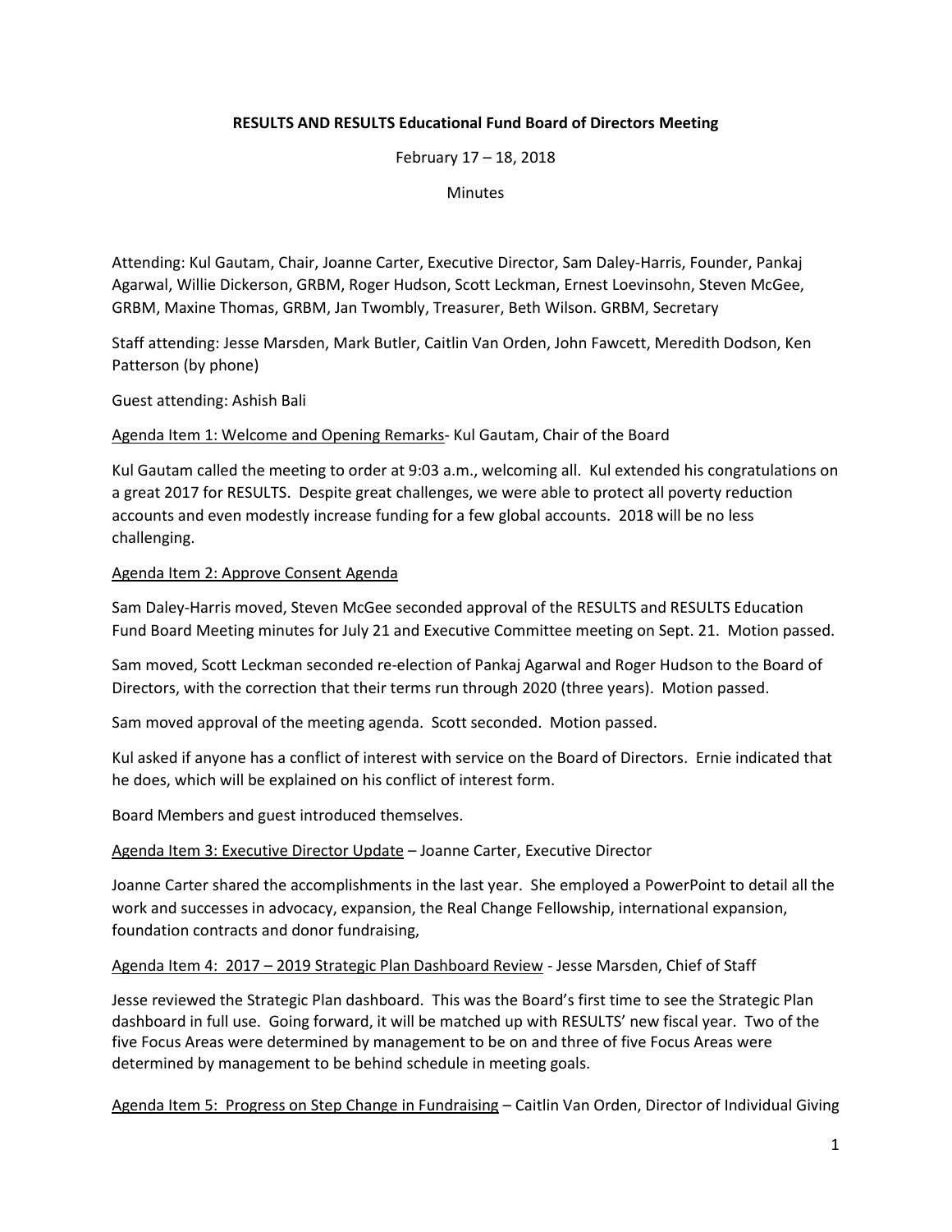**RESULTS AND RESULTS Educational Fund Board of Directors Meeting**

February 17 – 18, 2018

Minutes

Attending: Kul Gautam, Chair, Joanne Carter, Executive Director, Sam Daley-Harris, Founder, Pankaj Agarwal, Willie Dickerson, GRBM, Roger Hudson, Scott Leckman, Ernest Loevinsohn, Steven McGee, GRBM, Maxine Thomas, GRBM, Jan Twombly, Treasurer, Beth Wilson. GRBM, Secretary

Staff attending: Jesse Marsden, Mark Butler, Caitlin Van Orden, John Fawcett, Meredith Dodson, Ken Patterson (by phone)

Guest attending: Ashish Bali

Agenda Item 1: Welcome and Opening Remarks- Kul Gautam, Chair of the Board

Kul Gautam called the meeting to order at 9:03 a.m., welcoming all. Kul extended his congratulations on a great 2017 for RESULTS. Despite great challenges, we were able to protect all poverty reduction accounts and even modestly increase funding for a few global accounts. 2018 will be no less challenging.

Agenda Item 2: Approve Consent Agenda

Sam Daley-Harris moved, Steven McGee seconded approval of the RESULTS and RESULTS Education Fund Board Meeting minutes for July 21 and Executive Committee meeting on Sept. 21. Motion passed.

Sam moved, Scott Leckman seconded re-election of Pankaj Agarwal and Roger Hudson to the Board of Directors, with the correction that their terms run through 2020 (three years). Motion passed.

Sam moved approval of the meeting agenda. Scott seconded. Motion passed.

Kul asked if anyone has a conflict of interest with service on the Board of Directors. Ernie indicated that he does, which will be explained on his conflict of interest form.

Board Members and guest introduced themselves.

Agenda Item 3: Executive Director Update – Joanne Carter, Executive Director

Joanne Carter shared the accomplishments in the last year. She employed a PowerPoint to detail all the work and successes in advocacy, expansion, the Real Change Fellowship, international expansion, foundation contracts and donor fundraising,

Agenda Item 4: 2017 – 2019 Strategic Plan Dashboard Review - Jesse Marsden, Chief of Staff

Jesse reviewed the Strategic Plan dashboard. This was the Board's first time to see the Strategic Plan dashboard in full use. Going forward, it will be matched up with RESULTS' new fiscal year. Two of the five Focus Areas were determined by management to be on and three of five Focus Areas were determined by management to be behind schedule in meeting goals.

Agenda Item 5: Progress on Step Change in Fundraising – Caitlin Van Orden, Director of Individual Giving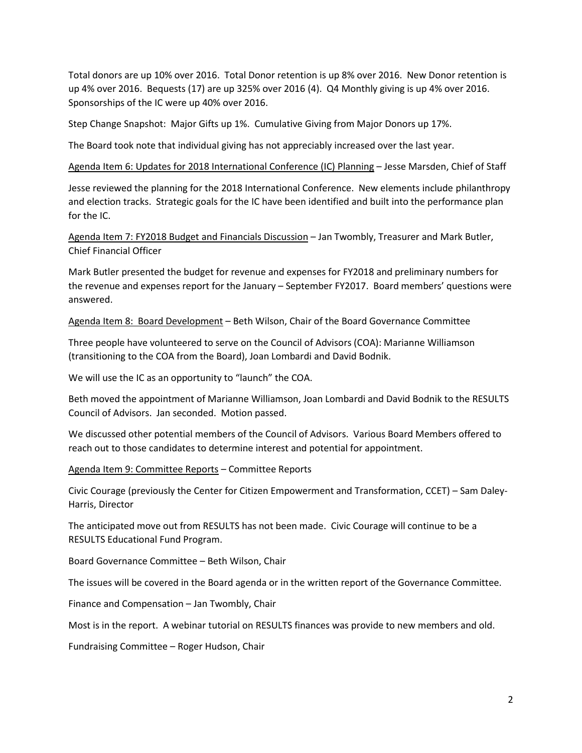Total donors are up 10% over 2016. Total Donor retention is up 8% over 2016. New Donor retention is up 4% over 2016. Bequests (17) are up 325% over 2016 (4). Q4 Monthly giving is up 4% over 2016. Sponsorships of the IC were up 40% over 2016.

Step Change Snapshot: Major Gifts up 1%. Cumulative Giving from Major Donors up 17%.

The Board took note that individual giving has not appreciably increased over the last year.

Agenda Item 6: Updates for 2018 International Conference (IC) Planning – Jesse Marsden, Chief of Staff

Jesse reviewed the planning for the 2018 International Conference. New elements include philanthropy and election tracks. Strategic goals for the IC have been identified and built into the performance plan for the IC.

Agenda Item 7: FY2018 Budget and Financials Discussion – Jan Twombly, Treasurer and Mark Butler, Chief Financial Officer

Mark Butler presented the budget for revenue and expenses for FY2018 and preliminary numbers for the revenue and expenses report for the January – September FY2017. Board members' questions were answered.

Agenda Item 8: Board Development – Beth Wilson, Chair of the Board Governance Committee

Three people have volunteered to serve on the Council of Advisors (COA): Marianne Williamson (transitioning to the COA from the Board), Joan Lombardi and David Bodnik.

We will use the IC as an opportunity to "launch" the COA.

Beth moved the appointment of Marianne Williamson, Joan Lombardi and David Bodnik to the RESULTS Council of Advisors. Jan seconded. Motion passed.

We discussed other potential members of the Council of Advisors. Various Board Members offered to reach out to those candidates to determine interest and potential for appointment.

Agenda Item 9: Committee Reports – Committee Reports

Civic Courage (previously the Center for Citizen Empowerment and Transformation, CCET) – Sam Daley-Harris, Director

The anticipated move out from RESULTS has not been made. Civic Courage will continue to be a RESULTS Educational Fund Program.

Board Governance Committee – Beth Wilson, Chair

The issues will be covered in the Board agenda or in the written report of the Governance Committee.

Finance and Compensation – Jan Twombly, Chair

Most is in the report. A webinar tutorial on RESULTS finances was provide to new members and old.

Fundraising Committee – Roger Hudson, Chair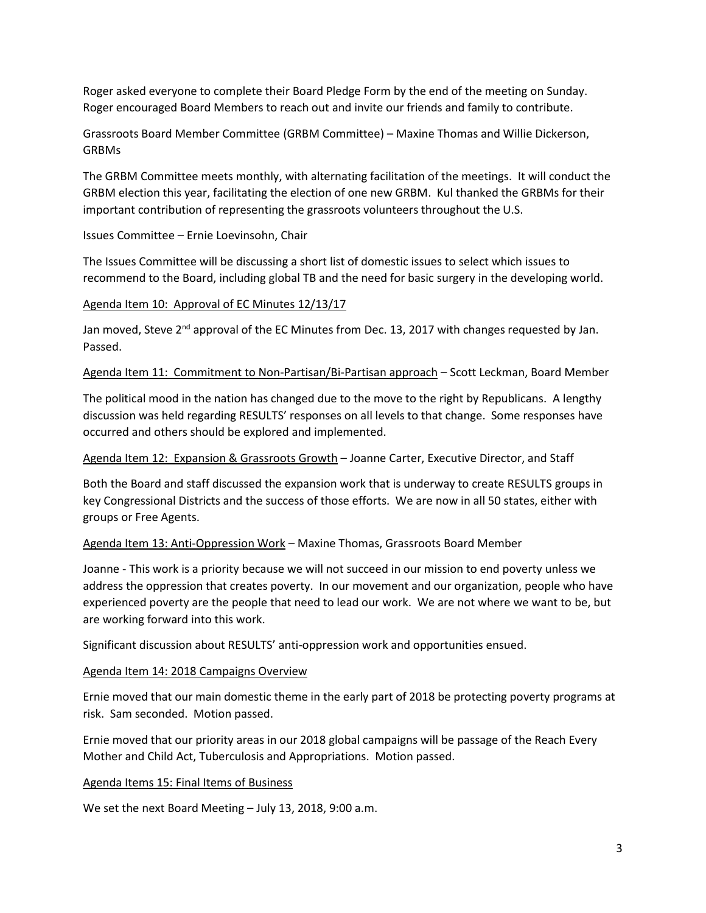Roger asked everyone to complete their Board Pledge Form by the end of the meeting on Sunday. Roger encouraged Board Members to reach out and invite our friends and family to contribute.

Grassroots Board Member Committee (GRBM Committee) – Maxine Thomas and Willie Dickerson, GRBMs

The GRBM Committee meets monthly, with alternating facilitation of the meetings. It will conduct the GRBM election this year, facilitating the election of one new GRBM. Kul thanked the GRBMs for their important contribution of representing the grassroots volunteers throughout the U.S.

Issues Committee – Ernie Loevinsohn, Chair

The Issues Committee will be discussing a short list of domestic issues to select which issues to recommend to the Board, including global TB and the need for basic surgery in the developing world.

<u>Agenda Item 10: Approval of EC Minutes 12/13/17</u>

Jan moved, Steve 2nd approval of the EC Minutes from Dec. 13, 2017 with changes requested by Jan. Passed.

<u>Agenda Item 11: Commitment to Non-Partisan/Bi-Partisan approach</u> – Scott Leckman, Board Member

The political mood in the nation has changed due to the move to the right by Republicans. A lengthy discussion was held regarding RESULTS' responses on all levels to that change. Some responses have occurred and others should be explored and implemented.

<u>Agenda Item 12: Expansion & Grassroots Growth</u> – Joanne Carter, Executive Director, and Staff

Both the Board and staff discussed the expansion work that is underway to create RESULTS groups in key Congressional Districts and the success of those efforts. We are now in all 50 states, either with groups or Free Agents.

<u>Agenda Item 13: Anti-Oppression Work</u> – Maxine Thomas, Grassroots Board Member

Joanne - This work is a priority because we will not succeed in our mission to end poverty unless we address the oppression that creates poverty. In our movement and our organization, people who have experienced poverty are the people that need to lead our work. We are not where we want to be, but are working forward into this work.

Significant discussion about RESULTS' anti-oppression work and opportunities ensued.

<u>Agenda Item 14: 2018 Campaigns Overview</u>

Ernie moved that our main domestic theme in the early part of 2018 be protecting poverty programs at risk. Sam seconded. Motion passed.

Ernie moved that our priority areas in our 2018 global campaigns will be passage of the Reach Every Mother and Child Act, Tuberculosis and Appropriations. Motion passed.

<u>Agenda Items 15: Final Items of Business</u>

We set the next Board Meeting – July 13, 2018, 9:00 a.m.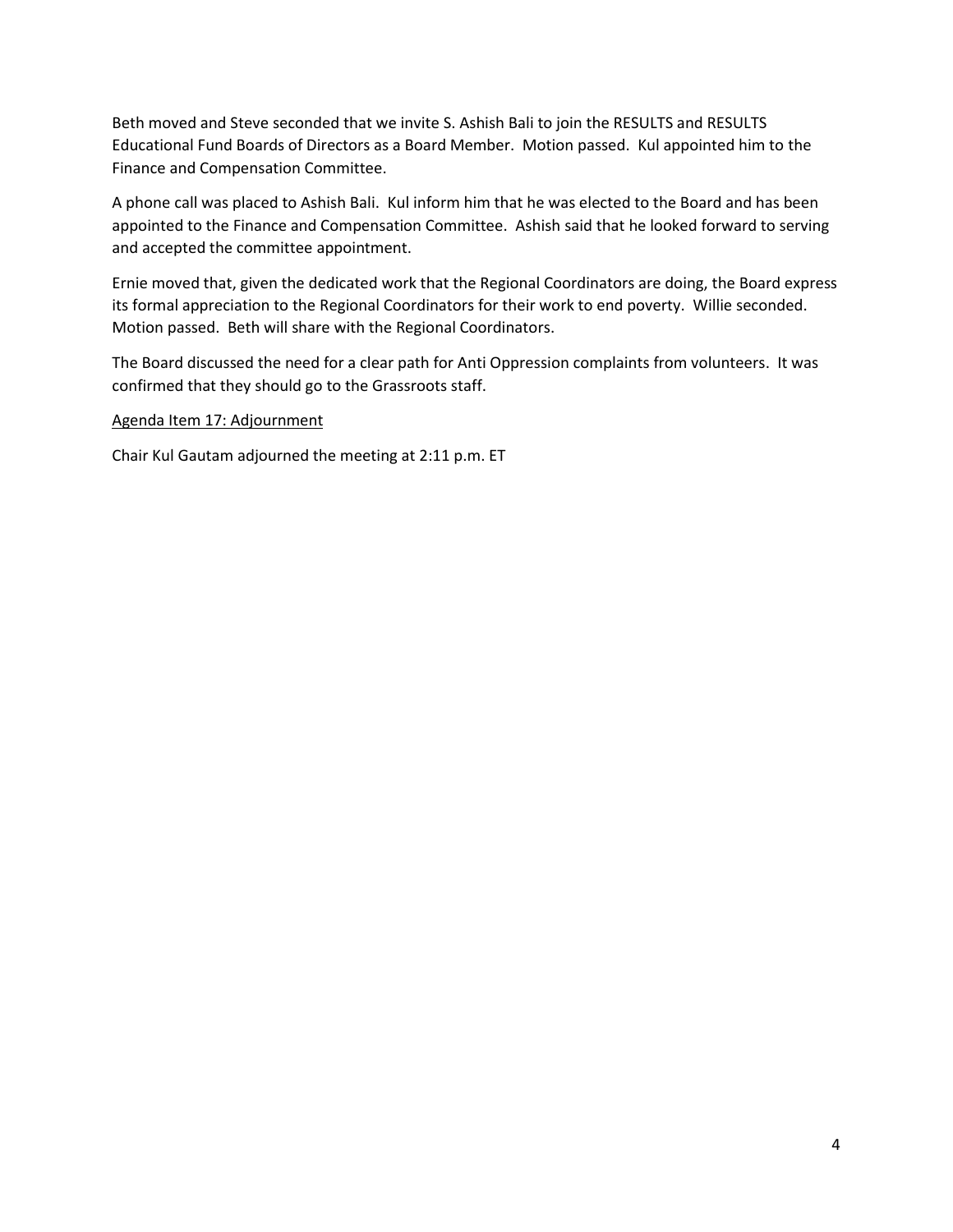Beth moved and Steve seconded that we invite S. Ashish Bali to join the RESULTS and RESULTS Educational Fund Boards of Directors as a Board Member. Motion passed. Kul appointed him to the Finance and Compensation Committee.

A phone call was placed to Ashish Bali. Kul inform him that he was elected to the Board and has been appointed to the Finance and Compensation Committee. Ashish said that he looked forward to serving and accepted the committee appointment.

Ernie moved that, given the dedicated work that the Regional Coordinators are doing, the Board express its formal appreciation to the Regional Coordinators for their work to end poverty. Willie seconded. Motion passed. Beth will share with the Regional Coordinators.

The Board discussed the need for a clear path for Anti Oppression complaints from volunteers. It was confirmed that they should go to the Grassroots staff.

<u>Agenda Item 17: Adjournment</u>

Chair Kul Gautam adjourned the meeting at 2:11 p.m. ET